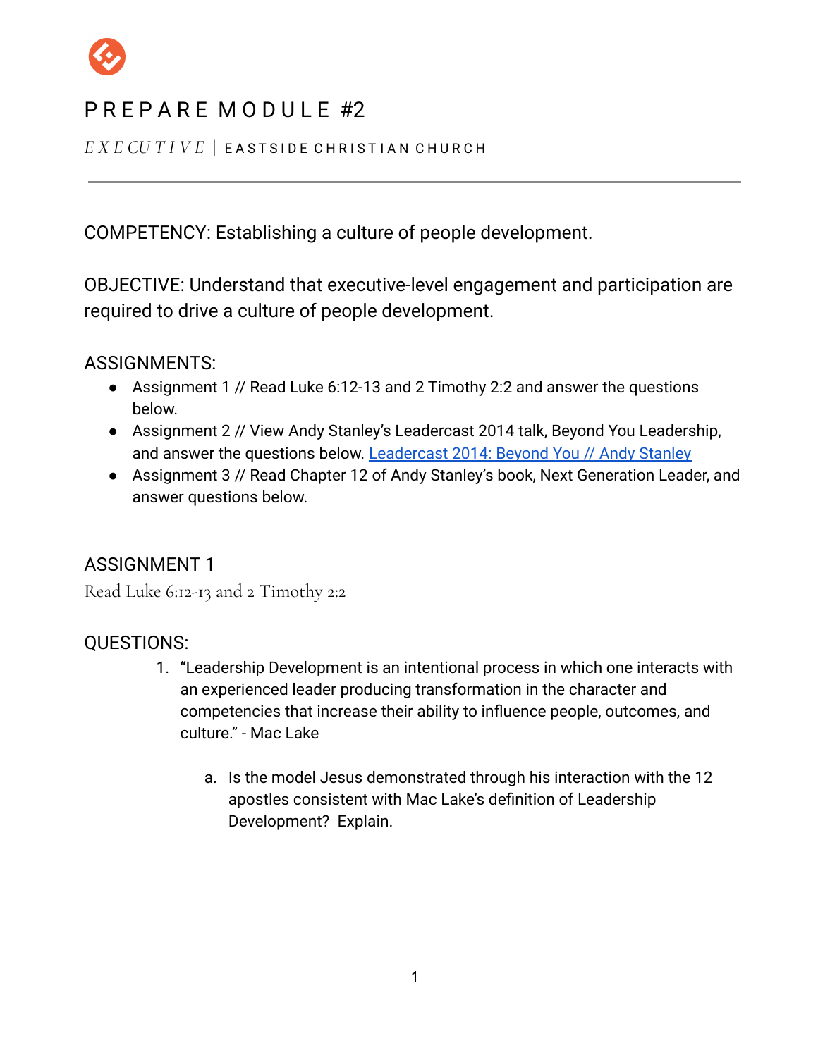# PREPARE MODULE #2

*EXECUTIVE* | EASTSIDE CHRISTIAN CHURCH

---

COMPETENCY: Establishing a culture of people development.

OBJECTIVE: Understand that executive-level engagement and participation are required to drive a culture of people development.

ASSIGNMENTS:

- Assignment 1 // Read Luke 6:12-13 and 2 Timothy 2:2 and answer the questions below.
- Assignment 2 // View Andy Stanley's Leadercast 2014 talk, Beyond You Leadership, and answer the questions below. [Leadercast 2014: Beyond You // Andy Stanley]
- Assignment 3 // Read Chapter 12 of Andy Stanley's book, Next Generation Leader, and answer questions below.

## ASSIGNMENT 1

Read Luke 6:12-13 and 2 Timothy 2:2

## QUESTIONS:

1. "Leadership Development is an intentional process in which one interacts with an experienced leader producing transformation in the character and competencies that increase their ability to influence people, outcomes, and culture." - Mac Lake

   a. Is the model Jesus demonstrated through his interaction with the 12 apostles consistent with Mac Lake's definition of Leadership Development? Explain.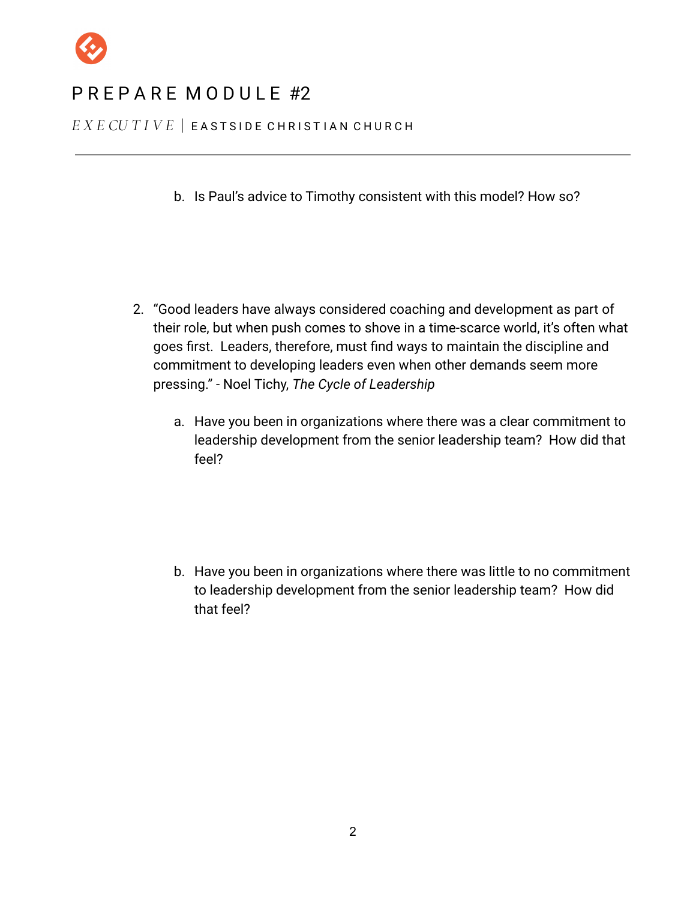b. Is Paul's advice to Timothy consistent with this model? How so?

2. "Good leaders have always considered coaching and development as part of their role, but when push comes to shove in a time-scarce world, it's often what goes first. Leaders, therefore, must find ways to maintain the discipline and commitment to developing leaders even when other demands seem more pressing." - Noel Tichy, *The Cycle of Leadership*

    a. Have you been in organizations where there was a clear commitment to leadership development from the senior leadership team? How did that feel?

    b. Have you been in organizations where there was little to no commitment to leadership development from the senior leadership team? How did that feel?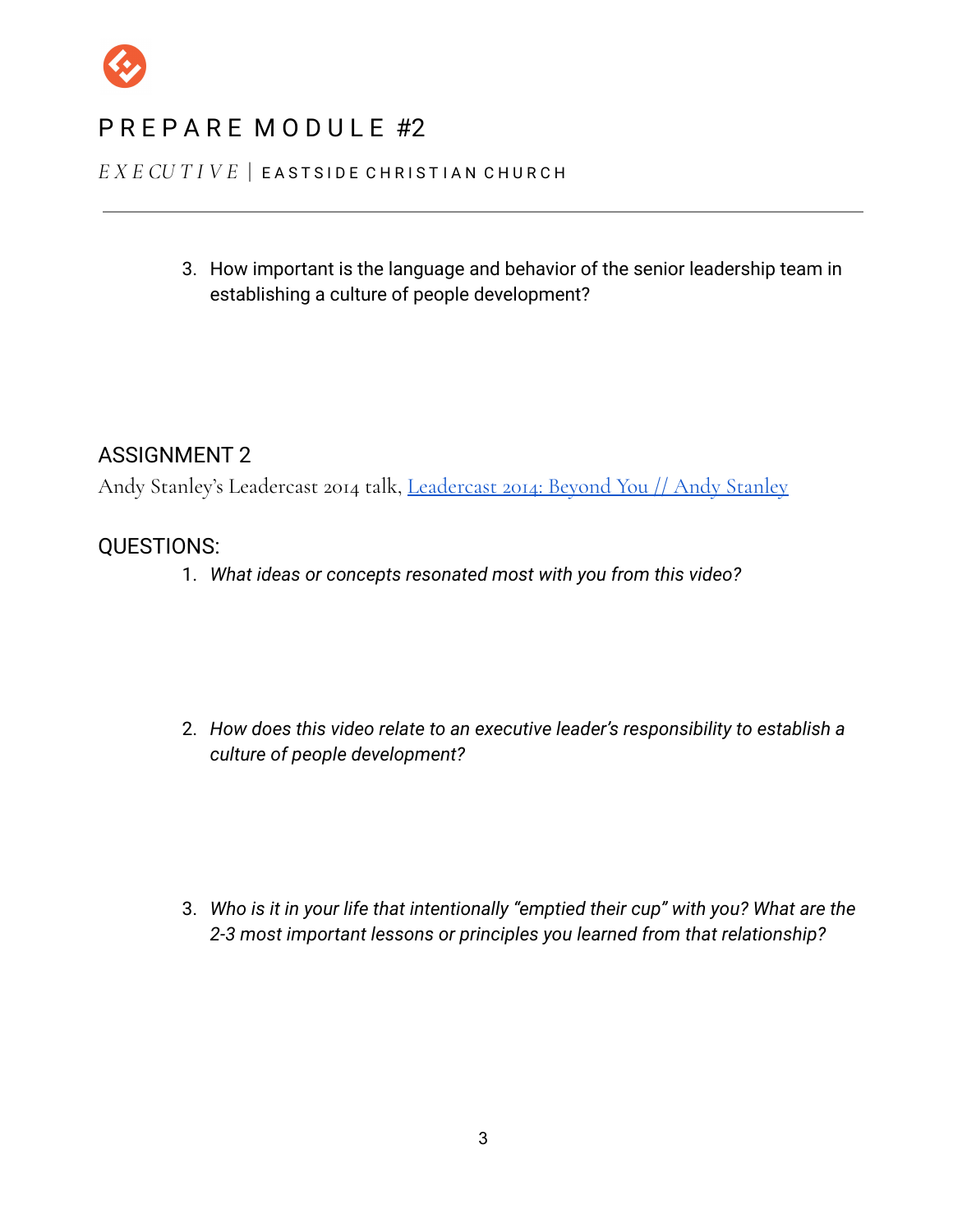3. How important is the language and behavior of the senior leadership team in establishing a culture of people development?

## ASSIGNMENT 2

Andy Stanley's Leadercast 2014 talk, [Leadercast 2014: Beyond You // Andy Stanley]

## QUESTIONS:

1. *What ideas or concepts resonated most with you from this video?*

2. *How does this video relate to an executive leader's responsibility to establish a culture of people development?*

3. *Who is it in your life that intentionally "emptied their cup" with you? What are the 2-3 most important lessons or principles you learned from that relationship?*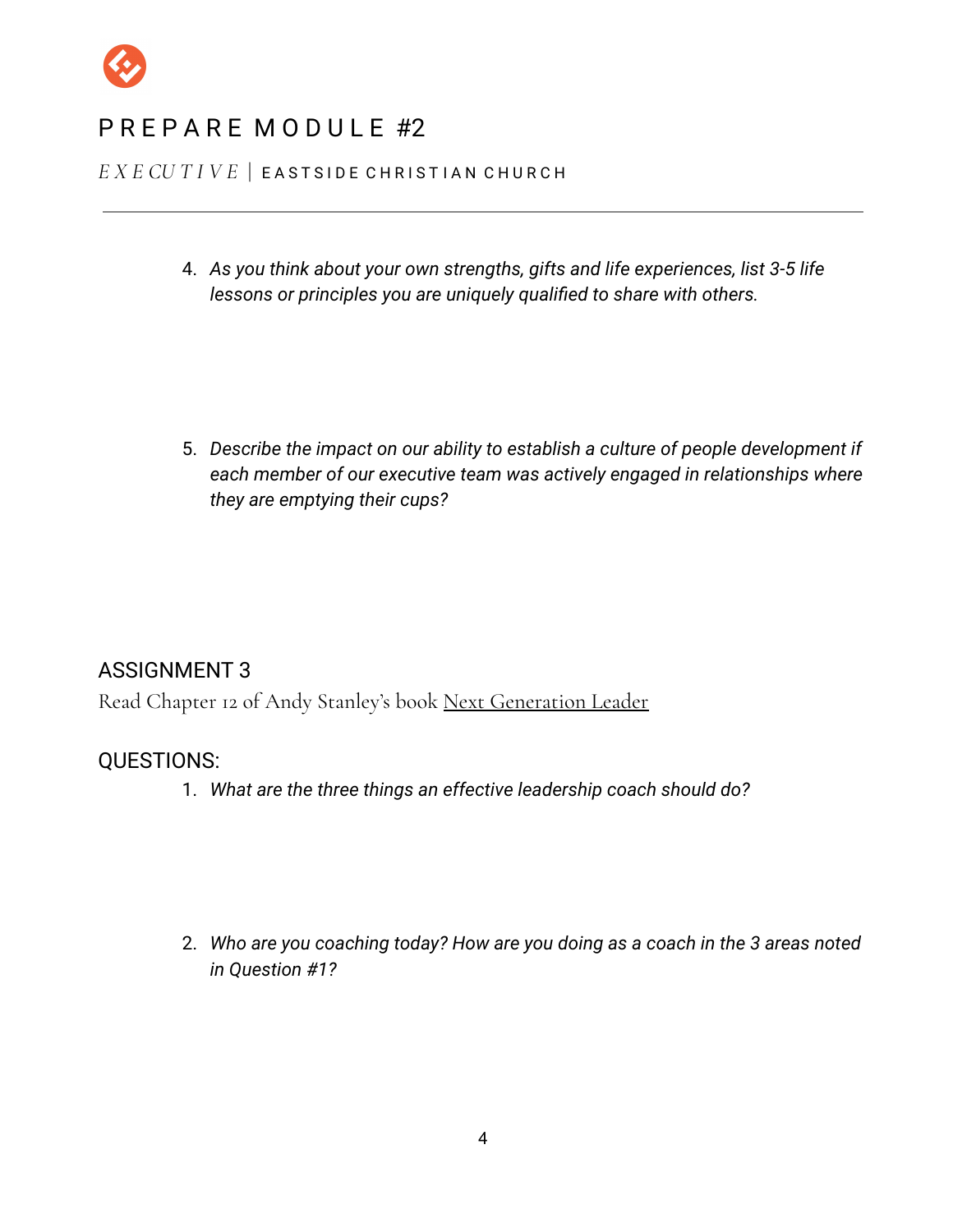# PREPARE MODULE #2

*EXECUTIVE* | EASTSIDE CHRISTIAN CHURCH

---

4. *As you think about your own strengths, gifts and life experiences, list 3-5 life lessons or principles you are uniquely qualified to share with others.*

5. *Describe the impact on our ability to establish a culture of people development if each member of our executive team was actively engaged in relationships where they are emptying their cups?*

## ASSIGNMENT 3

Read Chapter 12 of Andy Stanley's book Next Generation Leader

## QUESTIONS:

1. *What are the three things an effective leadership coach should do?*

2. *Who are you coaching today? How are you doing as a coach in the 3 areas noted in Question #1?*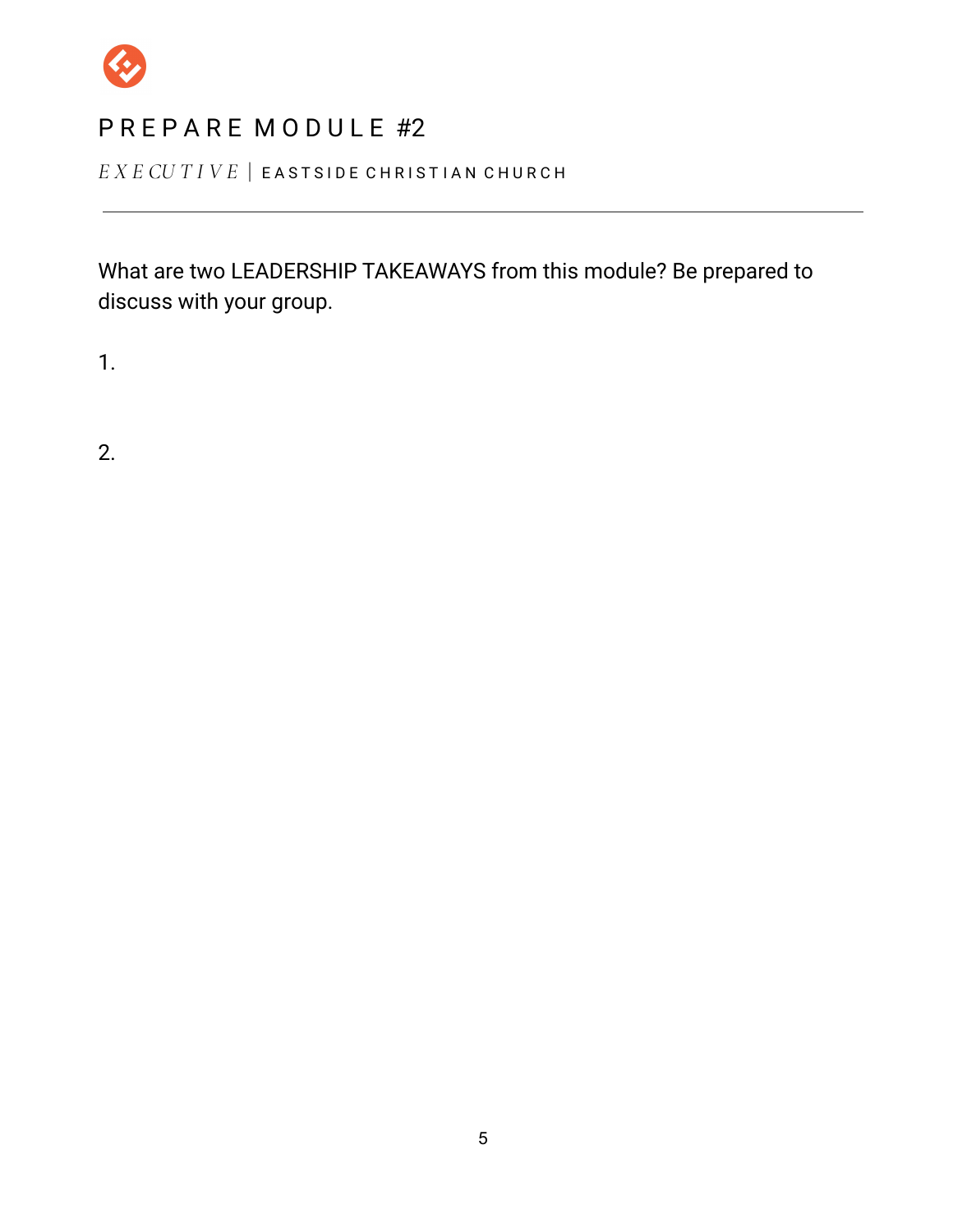# PREPARE MODULE #2

*EXECUTIVE* | EASTSIDE CHRISTIAN CHURCH

---

What are two LEADERSHIP TAKEAWAYS from this module? Be prepared to discuss with your group.

1.

2.